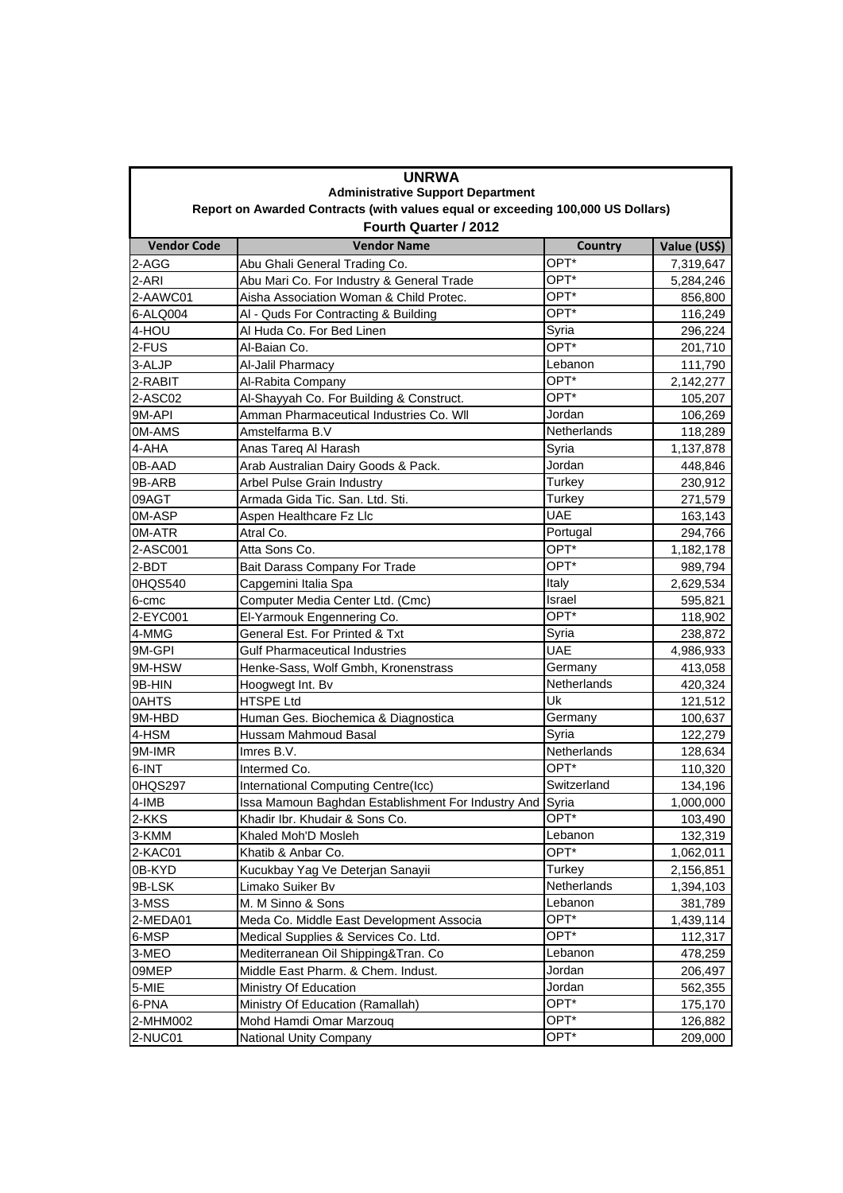**UNRWA**

**Administrative Support Department**

**Report on Awarded Contracts (with values equal or exceeding 100,000 US Dollars)**

**Fourth Quarter / 2012**

| Vendor Code | Vendor Name | Country | Value (US$) |
|---|---|---|---|
| 2-AGG | Abu Ghali General Trading Co. | OPT* | 7,319,647 |
| 2-ARI | Abu Mari Co. For Industry & General Trade | OPT* | 5,284,246 |
| 2-AAWC01 | Aisha Association Woman & Child Protec. | OPT* | 856,800 |
| 6-ALQ004 | Al - Quds For Contracting & Building | OPT* | 116,249 |
| 4-HOU | Al Huda Co. For Bed Linen | Syria | 296,224 |
| 2-FUS | Al-Baian Co. | OPT* | 201,710 |
| 3-ALJP | Al-Jalil Pharmacy | Lebanon | 111,790 |
| 2-RABIT | Al-Rabita Company | OPT* | 2,142,277 |
| 2-ASC02 | Al-Shayyah Co. For Building & Construct. | OPT* | 105,207 |
| 9M-API | Amman Pharmaceutical Industries Co. Wll | Jordan | 106,269 |
| 0M-AMS | Amstelfarma B.V | Netherlands | 118,289 |
| 4-AHA | Anas Tareq Al Harash | Syria | 1,137,878 |
| 0B-AAD | Arab Australian Dairy Goods & Pack. | Jordan | 448,846 |
| 9B-ARB | Arbel Pulse Grain Industry | Turkey | 230,912 |
| 09AGT | Armada Gida Tic. San. Ltd. Sti. | Turkey | 271,579 |
| 0M-ASP | Aspen Healthcare Fz Llc | UAE | 163,143 |
| 0M-ATR | Atral Co. | Portugal | 294,766 |
| 2-ASC001 | Atta Sons Co. | OPT* | 1,182,178 |
| 2-BDT | Bait Darass Company For Trade | OPT* | 989,794 |
| 0HQS540 | Capgemini Italia Spa | Italy | 2,629,534 |
| 6-cmc | Computer Media Center Ltd. (Cmc) | Israel | 595,821 |
| 2-EYC001 | El-Yarmouk Engennering Co. | OPT* | 118,902 |
| 4-MMG | General Est. For Printed & Txt | Syria | 238,872 |
| 9M-GPI | Gulf Pharmaceutical Industries | UAE | 4,986,933 |
| 9M-HSW | Henke-Sass, Wolf Gmbh, Kronenstrass | Germany | 413,058 |
| 9B-HIN | Hoogwegt Int. Bv | Netherlands | 420,324 |
| 0AHTS | HTSPE Ltd | Uk | 121,512 |
| 9M-HBD | Human Ges. Biochemica & Diagnostica | Germany | 100,637 |
| 4-HSM | Hussam Mahmoud Basal | Syria | 122,279 |
| 9M-IMR | Imres B.V. | Netherlands | 128,634 |
| 6-INT | Intermed Co. | OPT* | 110,320 |
| 0HQS297 | International Computing Centre(Icc) | Switzerland | 134,196 |
| 4-IMB | Issa Mamoun Baghdan Establishment For Industry And | Syria | 1,000,000 |
| 2-KKS | Khadir Ibr. Khudair & Sons Co. | OPT* | 103,490 |
| 3-KMM | Khaled Moh'D Mosleh | Lebanon | 132,319 |
| 2-KAC01 | Khatib & Anbar Co. | OPT* | 1,062,011 |
| 0B-KYD | Kucukbay Yag Ve Deterjan Sanayii | Turkey | 2,156,851 |
| 9B-LSK | Limako Suiker Bv | Netherlands | 1,394,103 |
| 3-MSS | M. M Sinno & Sons | Lebanon | 381,789 |
| 2-MEDA01 | Meda Co. Middle East Development Associa | OPT* | 1,439,114 |
| 6-MSP | Medical Supplies & Services Co. Ltd. | OPT* | 112,317 |
| 3-MEO | Mediterranean Oil Shipping&Tran. Co | Lebanon | 478,259 |
| 09MEP | Middle East Pharm. & Chem. Indust. | Jordan | 206,497 |
| 5-MIE | Ministry Of Education | Jordan | 562,355 |
| 6-PNA | Ministry Of Education (Ramallah) | OPT* | 175,170 |
| 2-MHM002 | Mohd Hamdi Omar Marzouq | OPT* | 126,882 |
| 2-NUC01 | National Unity Company | OPT* | 209,000 |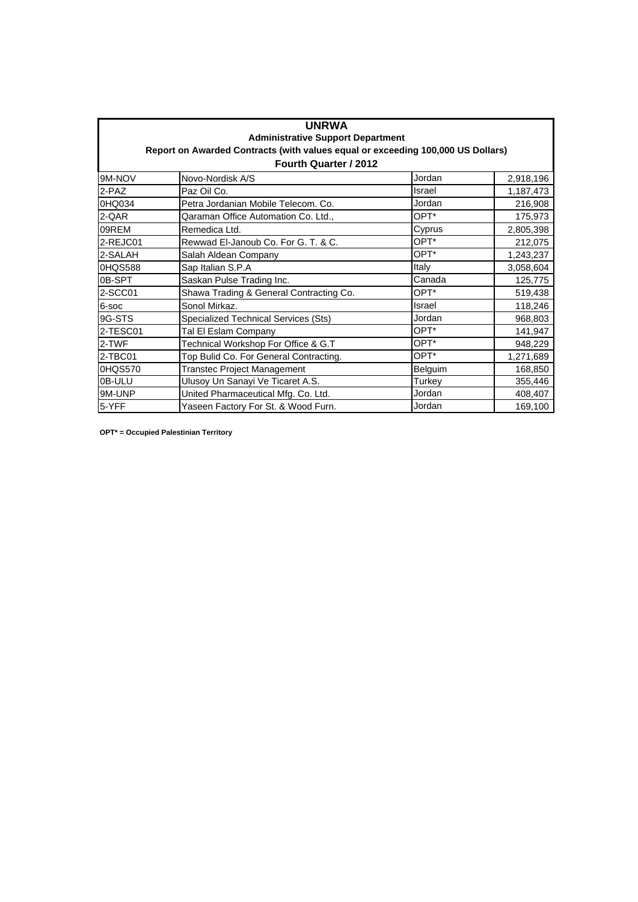# UNRWA

## Administrative Support Department

### Report on Awarded Contracts (with values equal or exceeding 100,000 US Dollars)

### Fourth Quarter / 2012

| | | | |
|---|---|---|---|
| 9M-NOV | Novo-Nordisk A/S | Jordan | 2,918,196 |
| 2-PAZ | Paz Oil Co. | Israel | 1,187,473 |
| 0HQ034 | Petra Jordanian Mobile Telecom. Co. | Jordan | 216,908 |
| 2-QAR | Qaraman Office Automation Co. Ltd., | OPT* | 175,973 |
| 09REM | Remedica Ltd. | Cyprus | 2,805,398 |
| 2-REJC01 | Rewwad El-Janoub Co. For G. T. & C. | OPT* | 212,075 |
| 2-SALAH | Salah Aldean Company | OPT* | 1,243,237 |
| 0HQS588 | Sap Italian S.P.A | Italy | 3,058,604 |
| 0B-SPT | Saskan Pulse Trading Inc. | Canada | 125,775 |
| 2-SCC01 | Shawa Trading & General Contracting Co. | OPT* | 519,438 |
| 6-soc | Sonol Mirkaz. | Israel | 118,246 |
| 9G-STS | Specialized Technical Services (Sts) | Jordan | 968,803 |
| 2-TESC01 | Tal El Eslam Company | OPT* | 141,947 |
| 2-TWF | Technical Workshop For Office & G.T | OPT* | 948,229 |
| 2-TBC01 | Top Bulid Co. For General Contracting. | OPT* | 1,271,689 |
| 0HQS570 | Transtec Project Management | Belguim | 168,850 |
| 0B-ULU | Ulusoy Un Sanayi Ve Ticaret A.S. | Turkey | 355,446 |
| 9M-UNP | United Pharmaceutical Mfg. Co. Ltd. | Jordan | 408,407 |
| 5-YFF | Yaseen Factory For St. & Wood Furn. | Jordan | 169,100 |

**OPT* = Occupied Palestinian Territory**